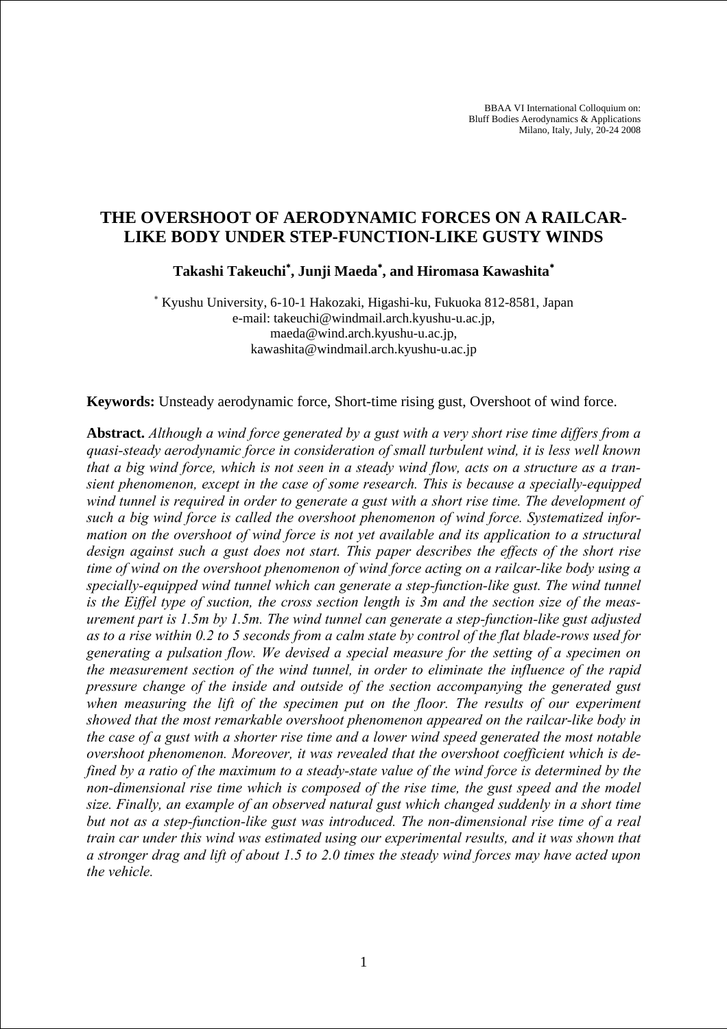BBAA VI International Colloquium on:
Bluff Bodies Aerodynamics & Applications
Milano, Italy, July, 20-24 2008

# THE OVERSHOOT OF AERODYNAMIC FORCES ON A RAILCAR-LIKE BODY UNDER STEP-FUNCTION-LIKE GUSTY WINDS

**Takashi Takeuchi\*, Junji Maeda\*, and Hiromasa Kawashita\***

\* Kyushu University, 6-10-1 Hakozaki, Higashi-ku, Fukuoka 812-8581, Japan
e-mail: takeuchi@windmail.arch.kyushu-u.ac.jp,
maeda@wind.arch.kyushu-u.ac.jp,
kawashita@windmail.arch.kyushu-u.ac.jp

**Keywords:** Unsteady aerodynamic force, Short-time rising gust, Overshoot of wind force.

**Abstract.** *Although a wind force generated by a gust with a very short rise time differs from a quasi-steady aerodynamic force in consideration of small turbulent wind, it is less well known that a big wind force, which is not seen in a steady wind flow, acts on a structure as a transient phenomenon, except in the case of some research. This is because a specially-equipped wind tunnel is required in order to generate a gust with a short rise time. The development of such a big wind force is called the overshoot phenomenon of wind force. Systematized information on the overshoot of wind force is not yet available and its application to a structural design against such a gust does not start. This paper describes the effects of the short rise time of wind on the overshoot phenomenon of wind force acting on a railcar-like body using a specially-equipped wind tunnel which can generate a step-function-like gust. The wind tunnel is the Eiffel type of suction, the cross section length is 3m and the section size of the measurement part is 1.5m by 1.5m. The wind tunnel can generate a step-function-like gust adjusted as to a rise within 0.2 to 5 seconds from a calm state by control of the flat blade-rows used for generating a pulsation flow. We devised a special measure for the setting of a specimen on the measurement section of the wind tunnel, in order to eliminate the influence of the rapid pressure change of the inside and outside of the section accompanying the generated gust when measuring the lift of the specimen put on the floor. The results of our experiment showed that the most remarkable overshoot phenomenon appeared on the railcar-like body in the case of a gust with a shorter rise time and a lower wind speed generated the most notable overshoot phenomenon. Moreover, it was revealed that the overshoot coefficient which is defined by a ratio of the maximum to a steady-state value of the wind force is determined by the non-dimensional rise time which is composed of the rise time, the gust speed and the model size. Finally, an example of an observed natural gust which changed suddenly in a short time but not as a step-function-like gust was introduced. The non-dimensional rise time of a real train car under this wind was estimated using our experimental results, and it was shown that a stronger drag and lift of about 1.5 to 2.0 times the steady wind forces may have acted upon the vehicle.*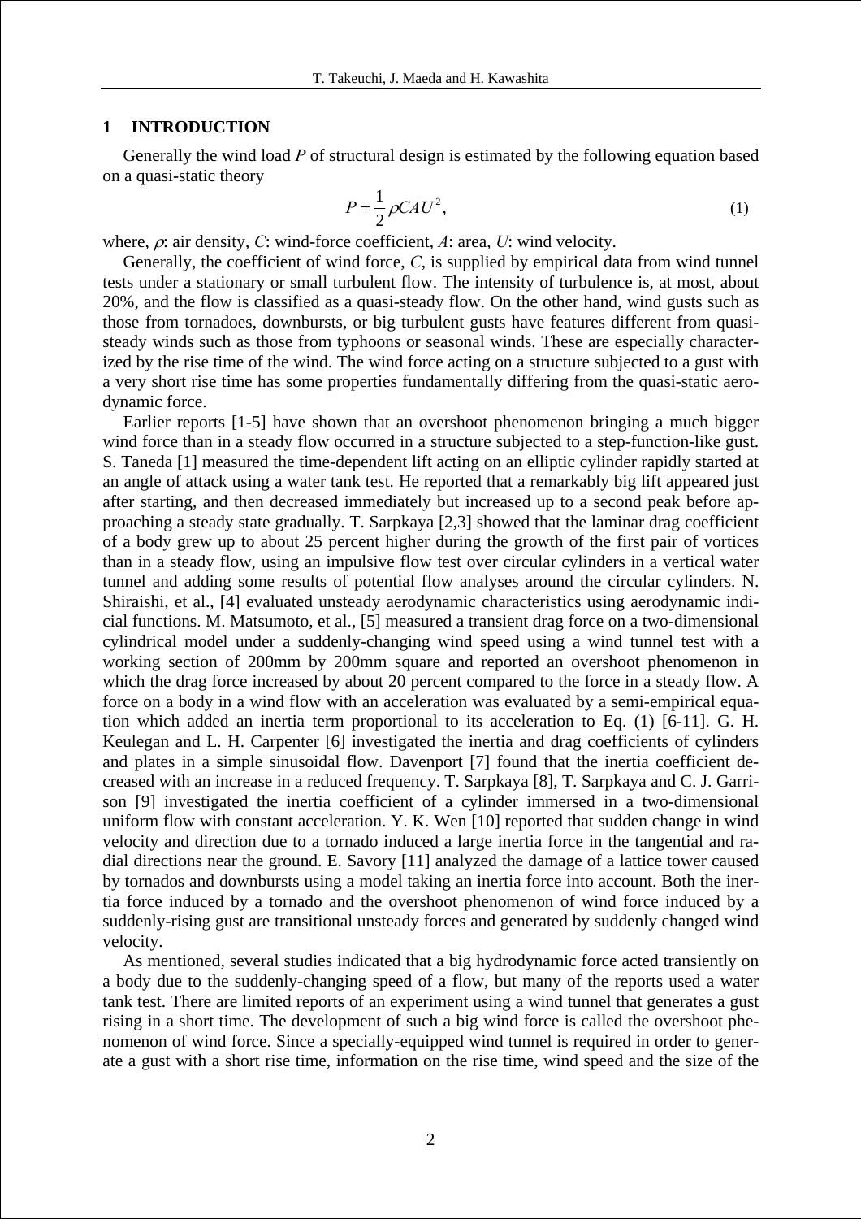## 1 INTRODUCTION

Generally the wind load *P* of structural design is estimated by the following equation based on a quasi-static theory

$$P = \frac{1}{2}\rho C A U^2, \tag{1}$$

where, $\rho$: air density, *C*: wind-force coefficient, *A*: area, *U*: wind velocity.

Generally, the coefficient of wind force, *C*, is supplied by empirical data from wind tunnel tests under a stationary or small turbulent flow. The intensity of turbulence is, at most, about 20%, and the flow is classified as a quasi-steady flow. On the other hand, wind gusts such as those from tornadoes, downbursts, or big turbulent gusts have features different from quasi-steady winds such as those from typhoons or seasonal winds. These are especially characterized by the rise time of the wind. The wind force acting on a structure subjected to a gust with a very short rise time has some properties fundamentally differing from the quasi-static aerodynamic force.

Earlier reports [1-5] have shown that an overshoot phenomenon bringing a much bigger wind force than in a steady flow occurred in a structure subjected to a step-function-like gust. S. Taneda [1] measured the time-dependent lift acting on an elliptic cylinder rapidly started at an angle of attack using a water tank test. He reported that a remarkably big lift appeared just after starting, and then decreased immediately but increased up to a second peak before approaching a steady state gradually. T. Sarpkaya [2,3] showed that the laminar drag coefficient of a body grew up to about 25 percent higher during the growth of the first pair of vortices than in a steady flow, using an impulsive flow test over circular cylinders in a vertical water tunnel and adding some results of potential flow analyses around the circular cylinders. N. Shiraishi, et al., [4] evaluated unsteady aerodynamic characteristics using aerodynamic indicial functions. M. Matsumoto, et al., [5] measured a transient drag force on a two-dimensional cylindrical model under a suddenly-changing wind speed using a wind tunnel test with a working section of 200mm by 200mm square and reported an overshoot phenomenon in which the drag force increased by about 20 percent compared to the force in a steady flow. A force on a body in a wind flow with an acceleration was evaluated by a semi-empirical equation which added an inertia term proportional to its acceleration to Eq. (1) [6-11]. G. H. Keulegan and L. H. Carpenter [6] investigated the inertia and drag coefficients of cylinders and plates in a simple sinusoidal flow. Davenport [7] found that the inertia coefficient decreased with an increase in a reduced frequency. T. Sarpkaya [8], T. Sarpkaya and C. J. Garrison [9] investigated the inertia coefficient of a cylinder immersed in a two-dimensional uniform flow with constant acceleration. Y. K. Wen [10] reported that sudden change in wind velocity and direction due to a tornado induced a large inertia force in the tangential and radial directions near the ground. E. Savory [11] analyzed the damage of a lattice tower caused by tornados and downbursts using a model taking an inertia force into account. Both the inertia force induced by a tornado and the overshoot phenomenon of wind force induced by a suddenly-rising gust are transitional unsteady forces and generated by suddenly changed wind velocity.

As mentioned, several studies indicated that a big hydrodynamic force acted transiently on a body due to the suddenly-changing speed of a flow, but many of the reports used a water tank test. There are limited reports of an experiment using a wind tunnel that generates a gust rising in a short time. The development of such a big wind force is called the overshoot phenomenon of wind force. Since a specially-equipped wind tunnel is required in order to generate a gust with a short rise time, information on the rise time, wind speed and the size of the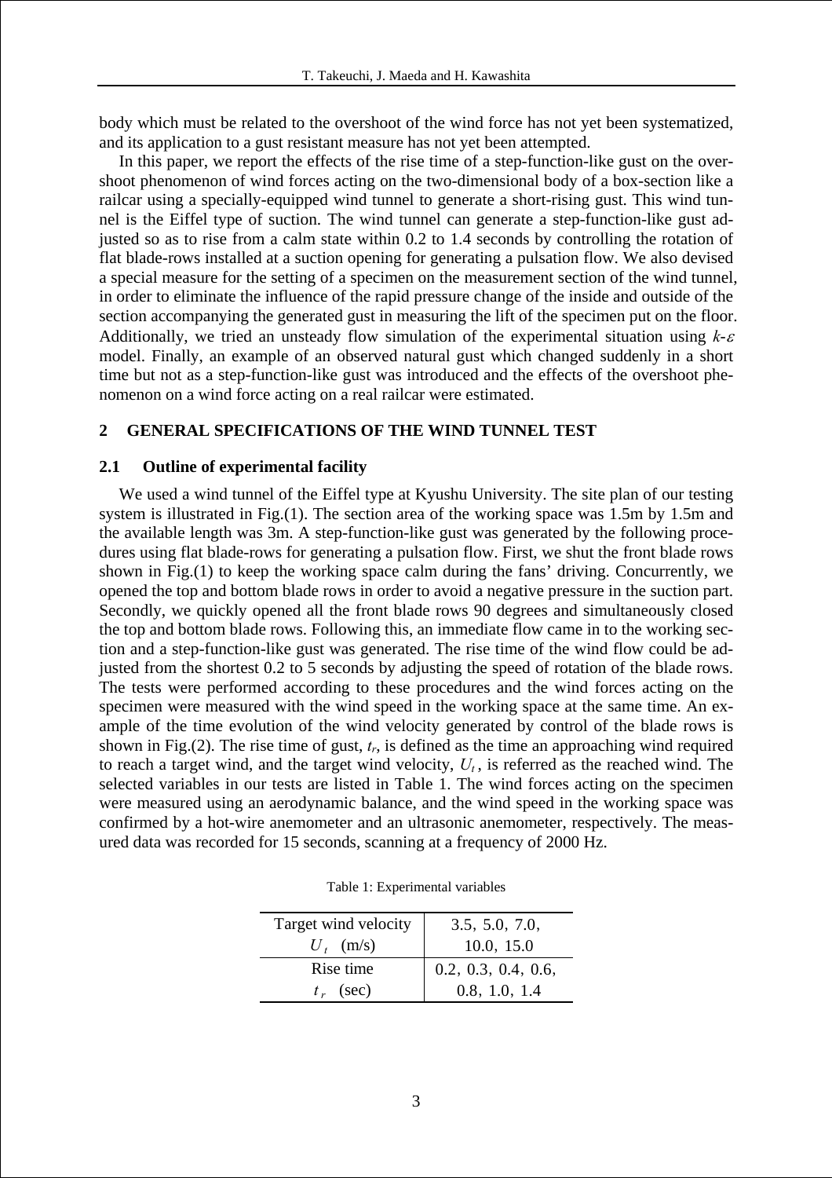body which must be related to the overshoot of the wind force has not yet been systematized, and its application to a gust resistant measure has not yet been attempted.

In this paper, we report the effects of the rise time of a step-function-like gust on the overshoot phenomenon of wind forces acting on the two-dimensional body of a box-section like a railcar using a specially-equipped wind tunnel to generate a short-rising gust. This wind tunnel is the Eiffel type of suction. The wind tunnel can generate a step-function-like gust adjusted so as to rise from a calm state within 0.2 to 1.4 seconds by controlling the rotation of flat blade-rows installed at a suction opening for generating a pulsation flow. We also devised a special measure for the setting of a specimen on the measurement section of the wind tunnel, in order to eliminate the influence of the rapid pressure change of the inside and outside of the section accompanying the generated gust in measuring the lift of the specimen put on the floor. Additionally, we tried an unsteady flow simulation of the experimental situation using $k$-$\varepsilon$ model. Finally, an example of an observed natural gust which changed suddenly in a short time but not as a step-function-like gust was introduced and the effects of the overshoot phenomenon on a wind force acting on a real railcar were estimated.

## 2 GENERAL SPECIFICATIONS OF THE WIND TUNNEL TEST

### 2.1 Outline of experimental facility

We used a wind tunnel of the Eiffel type at Kyushu University. The site plan of our testing system is illustrated in Fig.(1). The section area of the working space was 1.5m by 1.5m and the available length was 3m. A step-function-like gust was generated by the following procedures using flat blade-rows for generating a pulsation flow. First, we shut the front blade rows shown in Fig.(1) to keep the working space calm during the fans' driving. Concurrently, we opened the top and bottom blade rows in order to avoid a negative pressure in the suction part. Secondly, we quickly opened all the front blade rows 90 degrees and simultaneously closed the top and bottom blade rows. Following this, an immediate flow came in to the working section and a step-function-like gust was generated. The rise time of the wind flow could be adjusted from the shortest 0.2 to 5 seconds by adjusting the speed of rotation of the blade rows. The tests were performed according to these procedures and the wind forces acting on the specimen were measured with the wind speed in the working space at the same time. An example of the time evolution of the wind velocity generated by control of the blade rows is shown in Fig.(2). The rise time of gust, $t_r$, is defined as the time an approaching wind required to reach a target wind, and the target wind velocity, $U_t$, is referred as the reached wind. The selected variables in our tests are listed in Table 1. The wind forces acting on the specimen were measured using an aerodynamic balance, and the wind speed in the working space was confirmed by a hot-wire anemometer and an ultrasonic anemometer, respectively. The measured data was recorded for 15 seconds, scanning at a frequency of 2000 Hz.

Table 1: Experimental variables

| Variable | Values |
|---|---|
| Target wind velocity $U_t$ (m/s) | 3.5, 5.0, 7.0, 10.0, 15.0 |
| Rise time $t_r$ (sec) | 0.2, 0.3, 0.4, 0.6, 0.8, 1.0, 1.4 |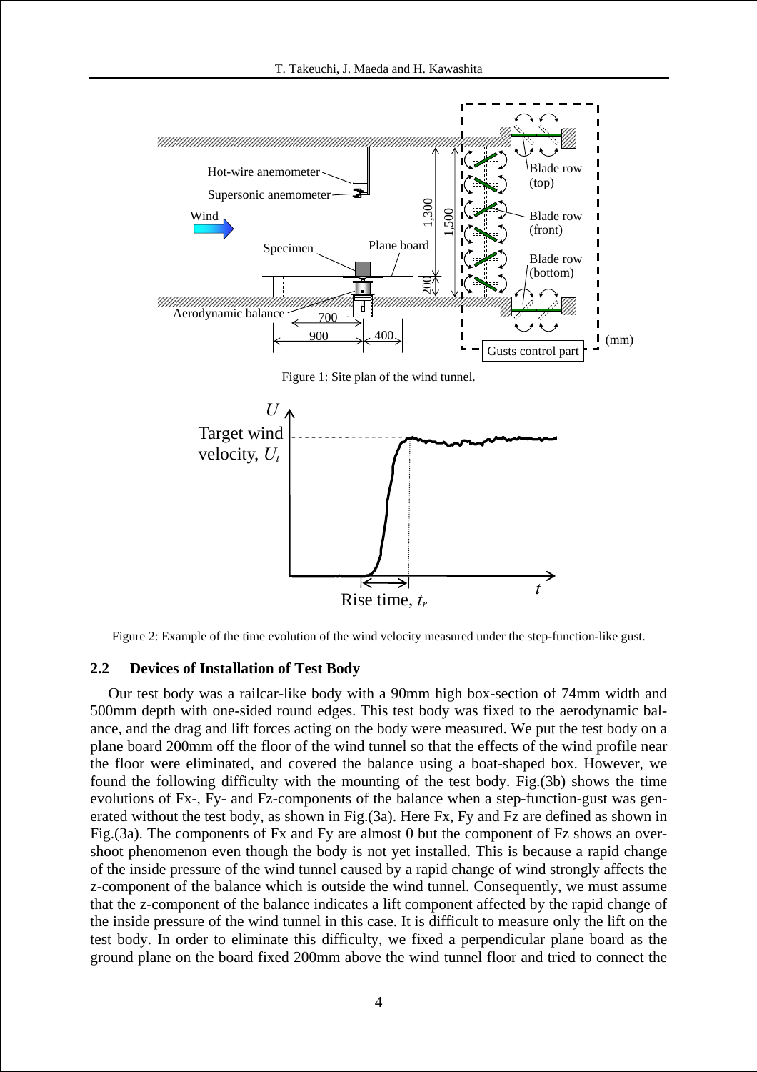Figure 1: Site plan of the wind tunnel.

Figure 2: Example of the time evolution of the wind velocity measured under the step-function-like gust.

## 2.2 Devices of Installation of Test Body

Our test body was a railcar-like body with a 90mm high box-section of 74mm width and 500mm depth with one-sided round edges. This test body was fixed to the aerodynamic balance, and the drag and lift forces acting on the body were measured. We put the test body on a plane board 200mm off the floor of the wind tunnel so that the effects of the wind profile near the floor were eliminated, and covered the balance using a boat-shaped box. However, we found the following difficulty with the mounting of the test body. Fig.(3b) shows the time evolutions of Fx-, Fy- and Fz-components of the balance when a step-function-gust was generated without the test body, as shown in Fig.(3a). Here Fx, Fy and Fz are defined as shown in Fig.(3a). The components of Fx and Fy are almost 0 but the component of Fz shows an overshoot phenomenon even though the body is not yet installed. This is because a rapid change of the inside pressure of the wind tunnel caused by a rapid change of wind strongly affects the z-component of the balance which is outside the wind tunnel. Consequently, we must assume that the z-component of the balance indicates a lift component affected by the rapid change of the inside pressure of the wind tunnel in this case. It is difficult to measure only the lift on the test body. In order to eliminate this difficulty, we fixed a perpendicular plane board as the ground plane on the board fixed 200mm above the wind tunnel floor and tried to connect the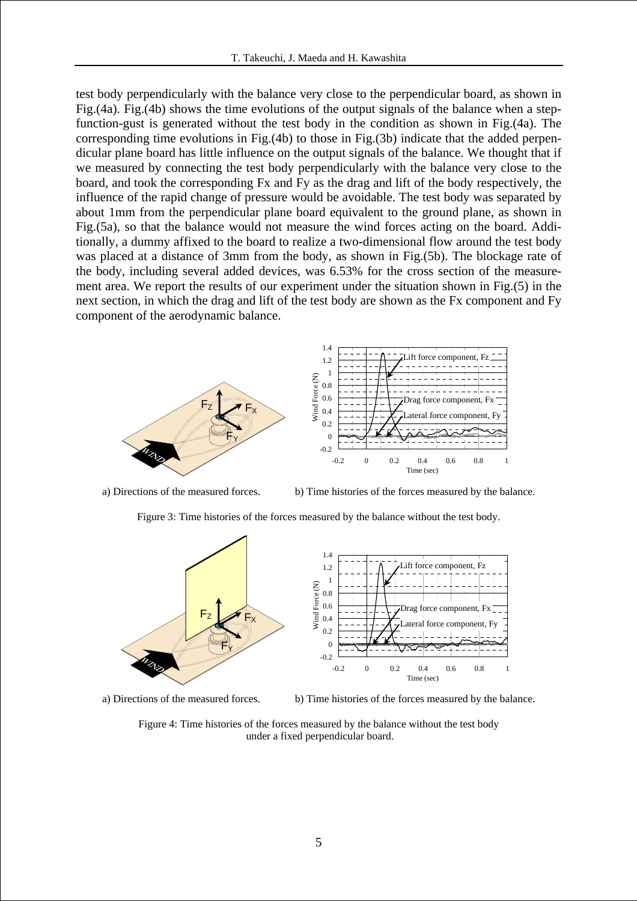test body perpendicularly with the balance very close to the perpendicular board, as shown in Fig.(4a). Fig.(4b) shows the time evolutions of the output signals of the balance when a step-function-gust is generated without the test body in the condition as shown in Fig.(4a). The corresponding time evolutions in Fig.(4b) to those in Fig.(3b) indicate that the added perpendicular plane board has little influence on the output signals of the balance. We thought that if we measured by connecting the test body perpendicularly with the balance very close to the board, and took the corresponding Fx and Fy as the drag and lift of the body respectively, the influence of the rapid change of pressure would be avoidable. The test body was separated by about 1mm from the perpendicular plane board equivalent to the ground plane, as shown in Fig.(5a), so that the balance would not measure the wind forces acting on the board. Additionally, a dummy affixed to the board to realize a two-dimensional flow around the test body was placed at a distance of 3mm from the body, as shown in Fig.(5b). The blockage rate of the body, including several added devices, was 6.53% for the cross section of the measurement area. We report the results of our experiment under the situation shown in Fig.(5) in the next section, in which the drag and lift of the test body are shown as the Fx component and Fy component of the aerodynamic balance.

a) Directions of the measured forces. b) Time histories of the forces measured by the balance.

Figure 3: Time histories of the forces measured by the balance without the test body.

a) Directions of the measured forces. b) Time histories of the forces measured by the balance.

Figure 4: Time histories of the forces measured by the balance without the test body under a fixed perpendicular board.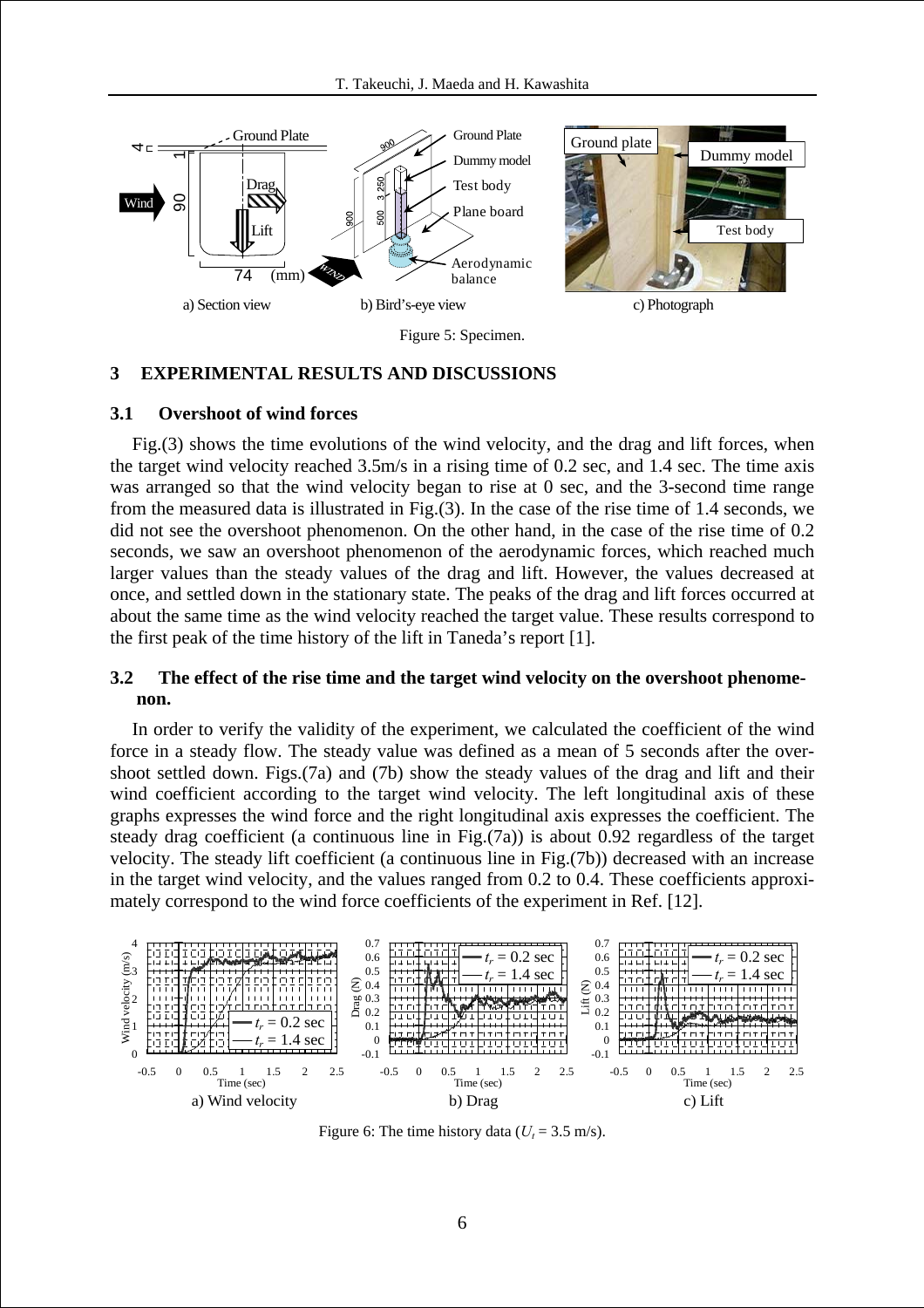a) Section view

b) Bird's-eye view

c) Photograph

Figure 5: Specimen.

## 3 EXPERIMENTAL RESULTS AND DISCUSSIONS

### 3.1 Overshoot of wind forces

Fig.(3) shows the time evolutions of the wind velocity, and the drag and lift forces, when the target wind velocity reached 3.5m/s in a rising time of 0.2 sec, and 1.4 sec. The time axis was arranged so that the wind velocity began to rise at 0 sec, and the 3-second time range from the measured data is illustrated in Fig.(3). In the case of the rise time of 1.4 seconds, we did not see the overshoot phenomenon. On the other hand, in the case of the rise time of 0.2 seconds, we saw an overshoot phenomenon of the aerodynamic forces, which reached much larger values than the steady values of the drag and lift. However, the values decreased at once, and settled down in the stationary state. The peaks of the drag and lift forces occurred at about the same time as the wind velocity reached the target value. These results correspond to the first peak of the time history of the lift in Taneda's report [1].

### 3.2 The effect of the rise time and the target wind velocity on the overshoot phenomenon.

In order to verify the validity of the experiment, we calculated the coefficient of the wind force in a steady flow. The steady value was defined as a mean of 5 seconds after the overshoot settled down. Figs.(7a) and (7b) show the steady values of the drag and lift and their wind coefficient according to the target wind velocity. The left longitudinal axis of these graphs expresses the wind force and the right longitudinal axis expresses the coefficient. The steady drag coefficient (a continuous line in Fig.(7a)) is about 0.92 regardless of the target velocity. The steady lift coefficient (a continuous line in Fig.(7b)) decreased with an increase in the target wind velocity, and the values ranged from 0.2 to 0.4. These coefficients approximately correspond to the wind force coefficients of the experiment in Ref. [12].

a) Wind velocity

b) Drag

c) Lift

Figure 6: The time history data ($U_t$ = 3.5 m/s).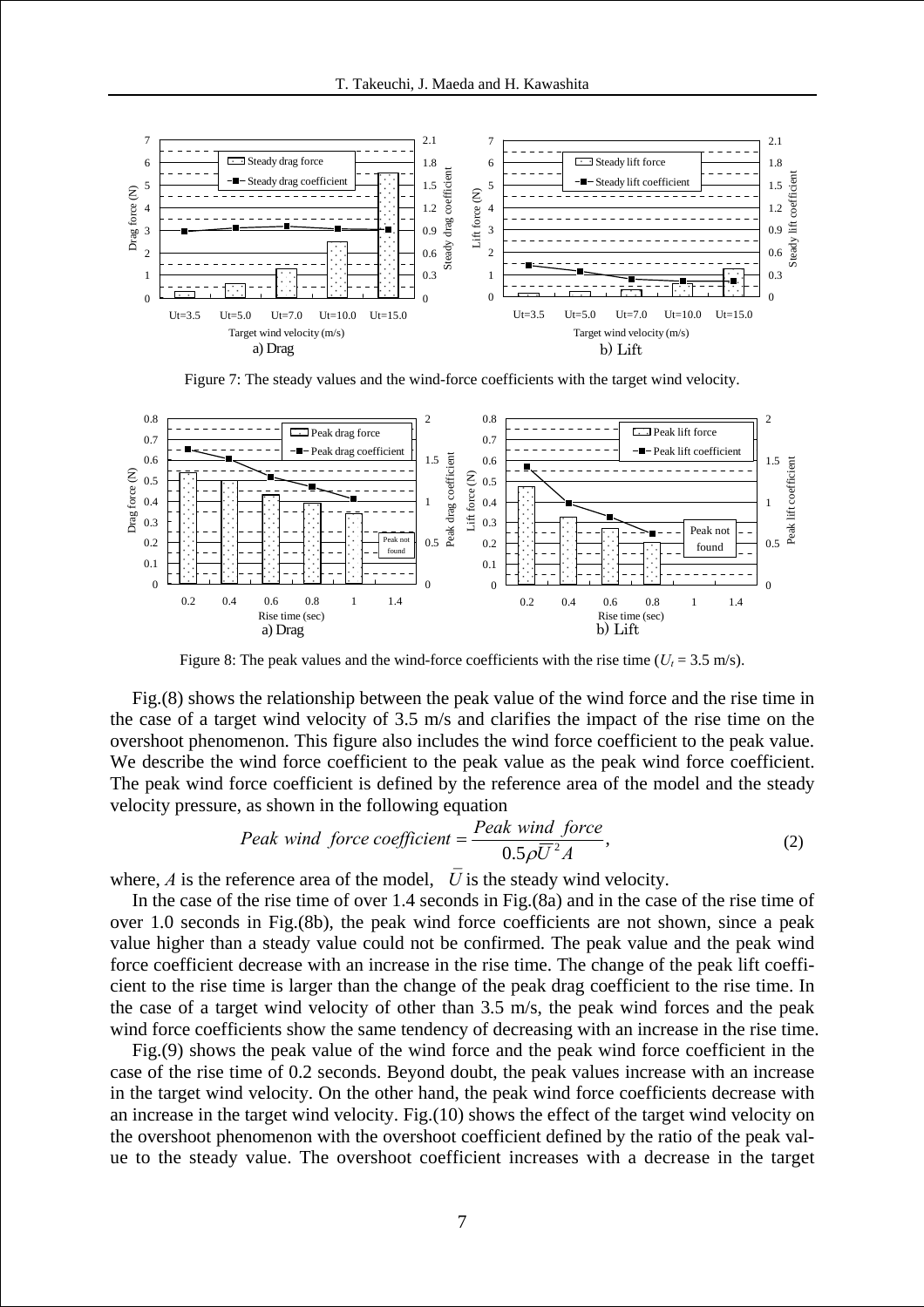Figure 7: The steady values and the wind-force coefficients with the target wind velocity.

Figure 8: The peak values and the wind-force coefficients with the rise time ($U_t$ = 3.5 m/s).

Fig.(8) shows the relationship between the peak value of the wind force and the rise time in the case of a target wind velocity of 3.5 m/s and clarifies the impact of the rise time on the overshoot phenomenon. This figure also includes the wind force coefficient to the peak value. We describe the wind force coefficient to the peak value as the peak wind force coefficient. The peak wind force coefficient is defined by the reference area of the model and the steady velocity pressure, as shown in the following equation

$$Peak\ wind\ \ force\ coefficient = \frac{Peak\ wind\ \ force}{0.5\rho\bar{U}^2 A}, \tag{2}$$

where, $A$ is the reference area of the model, $\bar{U}$ is the steady wind velocity.

In the case of the rise time of over 1.4 seconds in Fig.(8a) and in the case of the rise time of over 1.0 seconds in Fig.(8b), the peak wind force coefficients are not shown, since a peak value higher than a steady value could not be confirmed. The peak value and the peak wind force coefficient decrease with an increase in the rise time. The change of the peak lift coefficient to the rise time is larger than the change of the peak drag coefficient to the rise time. In the case of a target wind velocity of other than 3.5 m/s, the peak wind forces and the peak wind force coefficients show the same tendency of decreasing with an increase in the rise time.

Fig.(9) shows the peak value of the wind force and the peak wind force coefficient in the case of the rise time of 0.2 seconds. Beyond doubt, the peak values increase with an increase in the target wind velocity. On the other hand, the peak wind force coefficients decrease with an increase in the target wind velocity. Fig.(10) shows the effect of the target wind velocity on the overshoot phenomenon with the overshoot coefficient defined by the ratio of the peak value to the steady value. The overshoot coefficient increases with a decrease in the target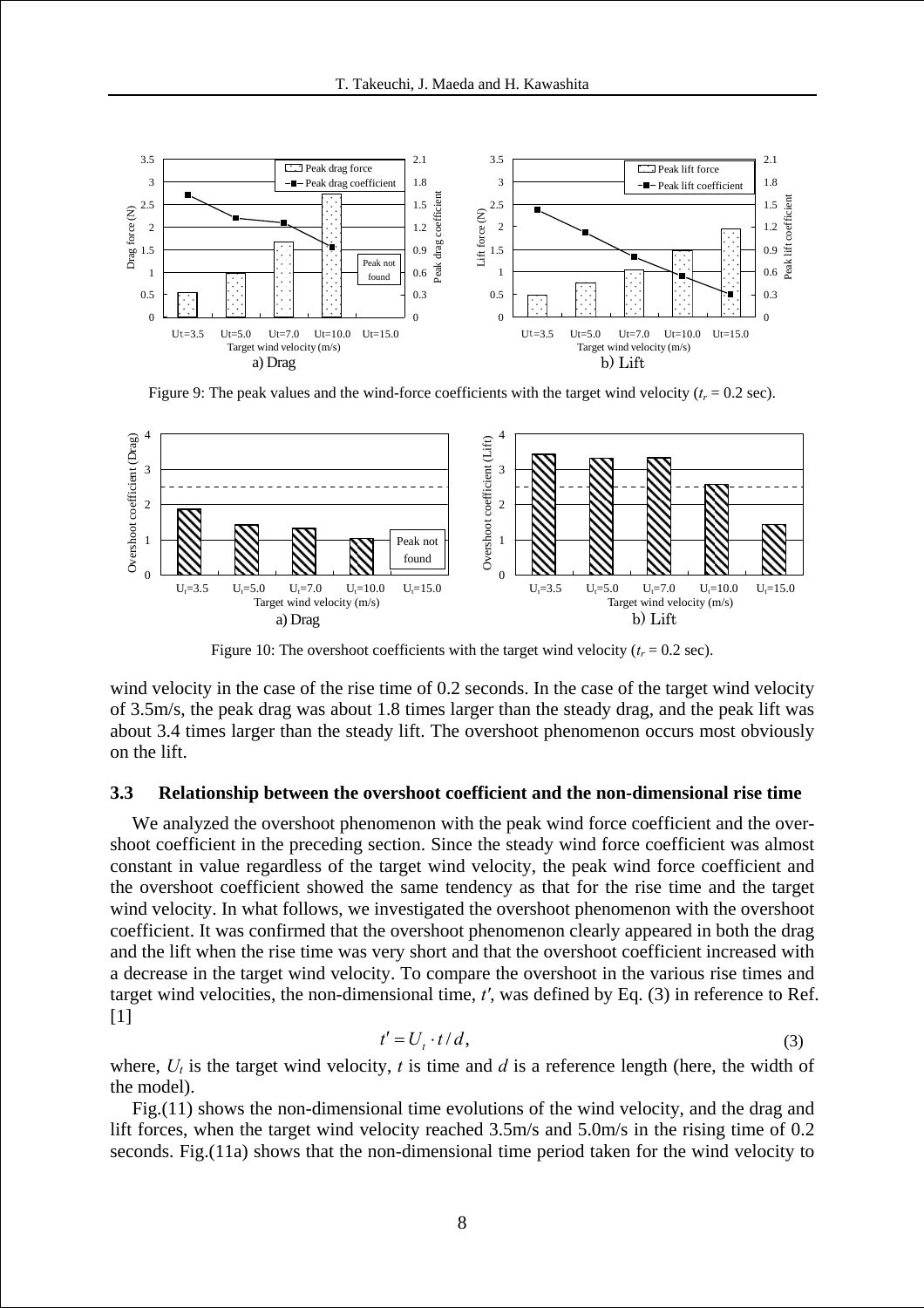Figure 9: The peak values and the wind-force coefficients with the target wind velocity ($t_r$ = 0.2 sec).

Figure 10: The overshoot coefficients with the target wind velocity ($t_r$ = 0.2 sec).

wind velocity in the case of the rise time of 0.2 seconds. In the case of the target wind velocity of 3.5m/s, the peak drag was about 1.8 times larger than the steady drag, and the peak lift was about 3.4 times larger than the steady lift. The overshoot phenomenon occurs most obviously on the lift.

### 3.3 Relationship between the overshoot coefficient and the non-dimensional rise time

We analyzed the overshoot phenomenon with the peak wind force coefficient and the overshoot coefficient in the preceding section. Since the steady wind force coefficient was almost constant in value regardless of the target wind velocity, the peak wind force coefficient and the overshoot coefficient showed the same tendency as that for the rise time and the target wind velocity. In what follows, we investigated the overshoot phenomenon with the overshoot coefficient. It was confirmed that the overshoot phenomenon clearly appeared in both the drag and the lift when the rise time was very short and that the overshoot coefficient increased with a decrease in the target wind velocity. To compare the overshoot in the various rise times and target wind velocities, the non-dimensional time, $t'$, was defined by Eq. (3) in reference to Ref. [1]

$$t' = U_t \cdot t / d, \tag{3}$$

where, $U_t$ is the target wind velocity, $t$ is time and $d$ is a reference length (here, the width of the model).

Fig.(11) shows the non-dimensional time evolutions of the wind velocity, and the drag and lift forces, when the target wind velocity reached 3.5m/s and 5.0m/s in the rising time of 0.2 seconds. Fig.(11a) shows that the non-dimensional time period taken for the wind velocity to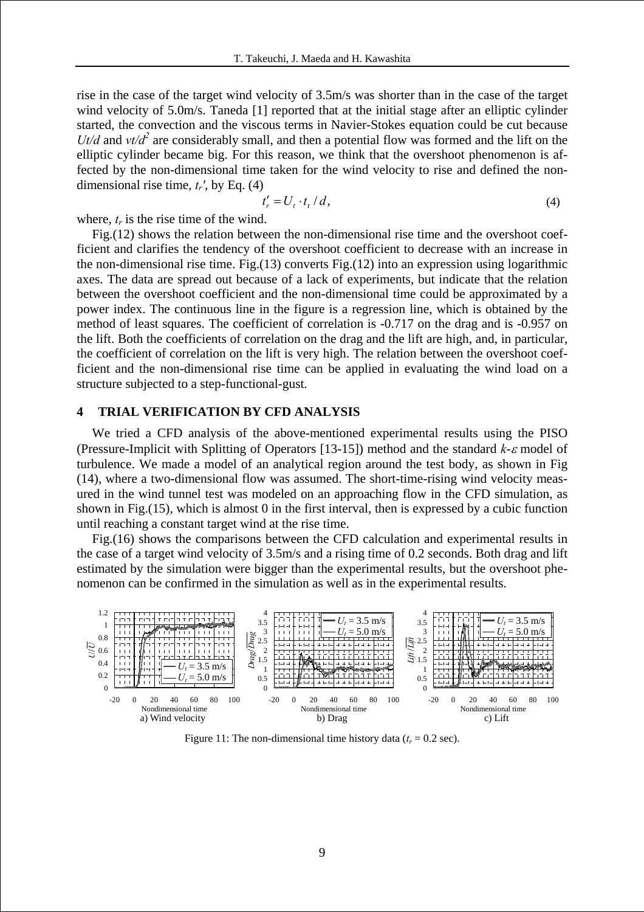rise in the case of the target wind velocity of 3.5m/s was shorter than in the case of the target wind velocity of 5.0m/s. Taneda [1] reported that at the initial stage after an elliptic cylinder started, the convection and the viscous terms in Navier-Stokes equation could be cut because $Ut/d$ and $\nu t/d^2$ are considerably small, and then a potential flow was formed and the lift on the elliptic cylinder became big. For this reason, we think that the overshoot phenomenon is affected by the non-dimensional time taken for the wind velocity to rise and defined the non-dimensional rise time, $t_r'$, by Eq. (4)

$$t_r' = U_t \cdot t_r / d, \tag{4}$$

where, $t_r$ is the rise time of the wind.

Fig.(12) shows the relation between the non-dimensional rise time and the overshoot coefficient and clarifies the tendency of the overshoot coefficient to decrease with an increase in the non-dimensional rise time. Fig.(13) converts Fig.(12) into an expression using logarithmic axes. The data are spread out because of a lack of experiments, but indicate that the relation between the overshoot coefficient and the non-dimensional time could be approximated by a power index. The continuous line in the figure is a regression line, which is obtained by the method of least squares. The coefficient of correlation is -0.717 on the drag and is -0.957 on the lift. Both the coefficients of correlation on the drag and the lift are high, and, in particular, the coefficient of correlation on the lift is very high. The relation between the overshoot coefficient and the non-dimensional rise time can be applied in evaluating the wind load on a structure subjected to a step-functional-gust.

## 4 TRIAL VERIFICATION BY CFD ANALYSIS

We tried a CFD analysis of the above-mentioned experimental results using the PISO (Pressure-Implicit with Splitting of Operators [13-15]) method and the standard $k$-$\varepsilon$ model of turbulence. We made a model of an analytical region around the test body, as shown in Fig (14), where a two-dimensional flow was assumed. The short-time-rising wind velocity measured in the wind tunnel test was modeled on an approaching flow in the CFD simulation, as shown in Fig.(15), which is almost 0 in the first interval, then is expressed by a cubic function until reaching a constant target wind at the rise time.

Fig.(16) shows the comparisons between the CFD calculation and experimental results in the case of a target wind velocity of 3.5m/s and a rising time of 0.2 seconds. Both drag and lift estimated by the simulation were bigger than the experimental results, but the overshoot phenomenon can be confirmed in the simulation as well as in the experimental results.

Figure 11: The non-dimensional time history data ($t_r$ = 0.2 sec).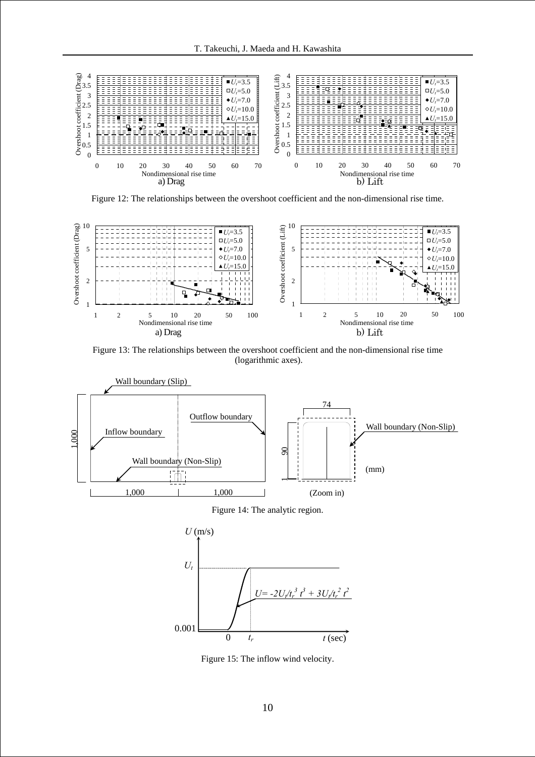Figure 12: The relationships between the overshoot coefficient and the non-dimensional rise time.

Figure 13: The relationships between the overshoot coefficient and the non-dimensional rise time (logarithmic axes).

Figure 14: The analytic region.

Figure 15: The inflow wind velocity.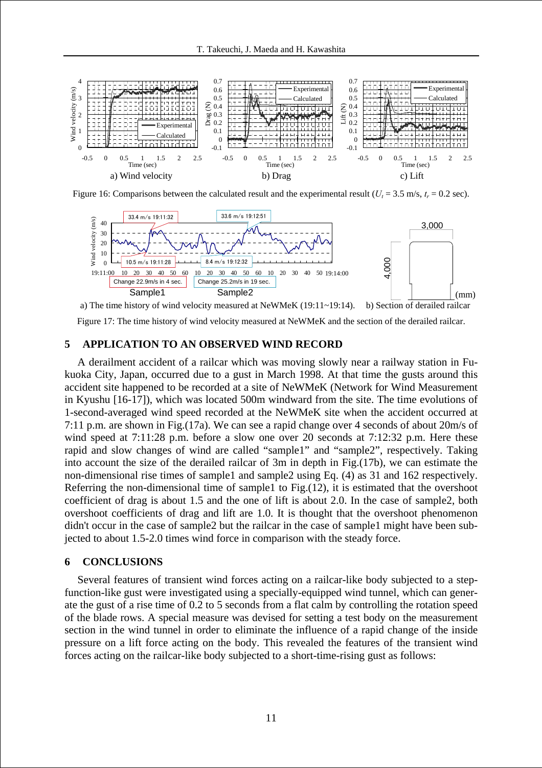a) Wind velocity b) Drag c) Lift

Figure 16: Comparisons between the calculated result and the experimental result ($U_t$ = 3.5 m/s, $t_r$ = 0.2 sec).

a) The time history of wind velocity measured at NeWMeK (19:11~19:14). b) Section of derailed railcar

Figure 17: The time history of wind velocity measured at NeWMeK and the section of the derailed railcar.

## 5 APPLICATION TO AN OBSERVED WIND RECORD

A derailment accident of a railcar which was moving slowly near a railway station in Fukuoka City, Japan, occurred due to a gust in March 1998. At that time the gusts around this accident site happened to be recorded at a site of NeWMeK (Network for Wind Measurement in Kyushu [16-17]), which was located 500m windward from the site. The time evolutions of 1-second-averaged wind speed recorded at the NeWMeK site when the accident occurred at 7:11 p.m. are shown in Fig.(17a). We can see a rapid change over 4 seconds of about 20m/s of wind speed at 7:11:28 p.m. before a slow one over 20 seconds at 7:12:32 p.m. Here these rapid and slow changes of wind are called "sample1" and "sample2", respectively. Taking into account the size of the derailed railcar of 3m in depth in Fig.(17b), we can estimate the non-dimensional rise times of sample1 and sample2 using Eq. (4) as 31 and 162 respectively. Referring the non-dimensional time of sample1 to Fig.(12), it is estimated that the overshoot coefficient of drag is about 1.5 and the one of lift is about 2.0. In the case of sample2, both overshoot coefficients of drag and lift are 1.0. It is thought that the overshoot phenomenon didn't occur in the case of sample2 but the railcar in the case of sample1 might have been subjected to about 1.5-2.0 times wind force in comparison with the steady force.

## 6 CONCLUSIONS

Several features of transient wind forces acting on a railcar-like body subjected to a step-function-like gust were investigated using a specially-equipped wind tunnel, which can generate the gust of a rise time of 0.2 to 5 seconds from a flat calm by controlling the rotation speed of the blade rows. A special measure was devised for setting a test body on the measurement section in the wind tunnel in order to eliminate the influence of a rapid change of the inside pressure on a lift force acting on the body. This revealed the features of the transient wind forces acting on the railcar-like body subjected to a short-time-rising gust as follows: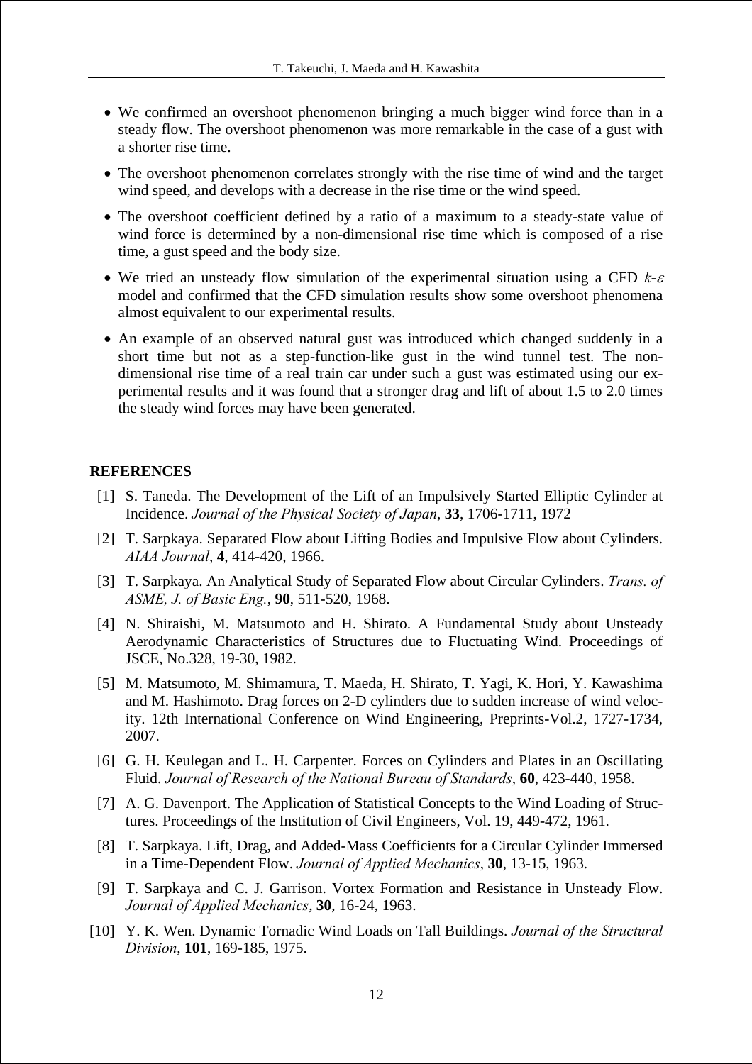- We confirmed an overshoot phenomenon bringing a much bigger wind force than in a steady flow. The overshoot phenomenon was more remarkable in the case of a gust with a shorter rise time.
- The overshoot phenomenon correlates strongly with the rise time of wind and the target wind speed, and develops with a decrease in the rise time or the wind speed.
- The overshoot coefficient defined by a ratio of a maximum to a steady-state value of wind force is determined by a non-dimensional rise time which is composed of a rise time, a gust speed and the body size.
- We tried an unsteady flow simulation of the experimental situation using a CFD $k$-$\varepsilon$ model and confirmed that the CFD simulation results show some overshoot phenomena almost equivalent to our experimental results.
- An example of an observed natural gust was introduced which changed suddenly in a short time but not as a step-function-like gust in the wind tunnel test. The non-dimensional rise time of a real train car under such a gust was estimated using our experimental results and it was found that a stronger drag and lift of about 1.5 to 2.0 times the steady wind forces may have been generated.

**REFERENCES**

[1] S. Taneda. The Development of the Lift of an Impulsively Started Elliptic Cylinder at Incidence. *Journal of the Physical Society of Japan*, **33**, 1706-1711, 1972

[2] T. Sarpkaya. Separated Flow about Lifting Bodies and Impulsive Flow about Cylinders. *AIAA Journal*, **4**, 414-420, 1966.

[3] T. Sarpkaya. An Analytical Study of Separated Flow about Circular Cylinders. *Trans. of ASME, J. of Basic Eng.*, **90**, 511-520, 1968.

[4] N. Shiraishi, M. Matsumoto and H. Shirato. A Fundamental Study about Unsteady Aerodynamic Characteristics of Structures due to Fluctuating Wind. Proceedings of JSCE, No.328, 19-30, 1982.

[5] M. Matsumoto, M. Shimamura, T. Maeda, H. Shirato, T. Yagi, K. Hori, Y. Kawashima and M. Hashimoto. Drag forces on 2-D cylinders due to sudden increase of wind velocity. 12th International Conference on Wind Engineering, Preprints-Vol.2, 1727-1734, 2007.

[6] G. H. Keulegan and L. H. Carpenter. Forces on Cylinders and Plates in an Oscillating Fluid. *Journal of Research of the National Bureau of Standards*, **60**, 423-440, 1958.

[7] A. G. Davenport. The Application of Statistical Concepts to the Wind Loading of Structures. Proceedings of the Institution of Civil Engineers, Vol. 19, 449-472, 1961.

[8] T. Sarpkaya. Lift, Drag, and Added-Mass Coefficients for a Circular Cylinder Immersed in a Time-Dependent Flow. *Journal of Applied Mechanics*, **30**, 13-15, 1963.

[9] T. Sarpkaya and C. J. Garrison. Vortex Formation and Resistance in Unsteady Flow. *Journal of Applied Mechanics*, **30**, 16-24, 1963.

[10] Y. K. Wen. Dynamic Tornadic Wind Loads on Tall Buildings. *Journal of the Structural Division*, **101**, 169-185, 1975.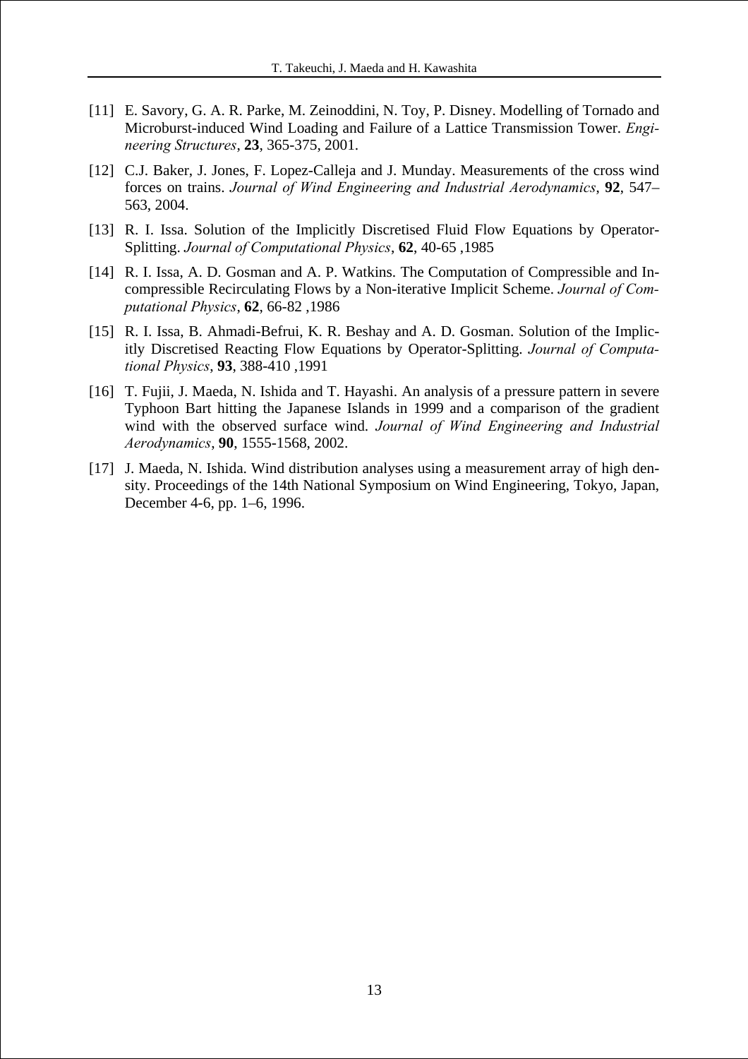[11] E. Savory, G. A. R. Parke, M. Zeinoddini, N. Toy, P. Disney. Modelling of Tornado and Microburst-induced Wind Loading and Failure of a Lattice Transmission Tower. *Engineering Structures*, **23**, 365-375, 2001.

[12] C.J. Baker, J. Jones, F. Lopez-Calleja and J. Munday. Measurements of the cross wind forces on trains. *Journal of Wind Engineering and Industrial Aerodynamics*, **92**, 547–563, 2004.

[13] R. I. Issa. Solution of the Implicitly Discretised Fluid Flow Equations by Operator-Splitting. *Journal of Computational Physics*, **62**, 40-65 ,1985

[14] R. I. Issa, A. D. Gosman and A. P. Watkins. The Computation of Compressible and Incompressible Recirculating Flows by a Non-iterative Implicit Scheme. *Journal of Computational Physics*, **62**, 66-82 ,1986

[15] R. I. Issa, B. Ahmadi-Befrui, K. R. Beshay and A. D. Gosman. Solution of the Implicitly Discretised Reacting Flow Equations by Operator-Splitting. *Journal of Computational Physics*, **93**, 388-410 ,1991

[16] T. Fujii, J. Maeda, N. Ishida and T. Hayashi. An analysis of a pressure pattern in severe Typhoon Bart hitting the Japanese Islands in 1999 and a comparison of the gradient wind with the observed surface wind. *Journal of Wind Engineering and Industrial Aerodynamics*, **90**, 1555-1568, 2002.

[17] J. Maeda, N. Ishida. Wind distribution analyses using a measurement array of high density. Proceedings of the 14th National Symposium on Wind Engineering, Tokyo, Japan, December 4-6, pp. 1–6, 1996.